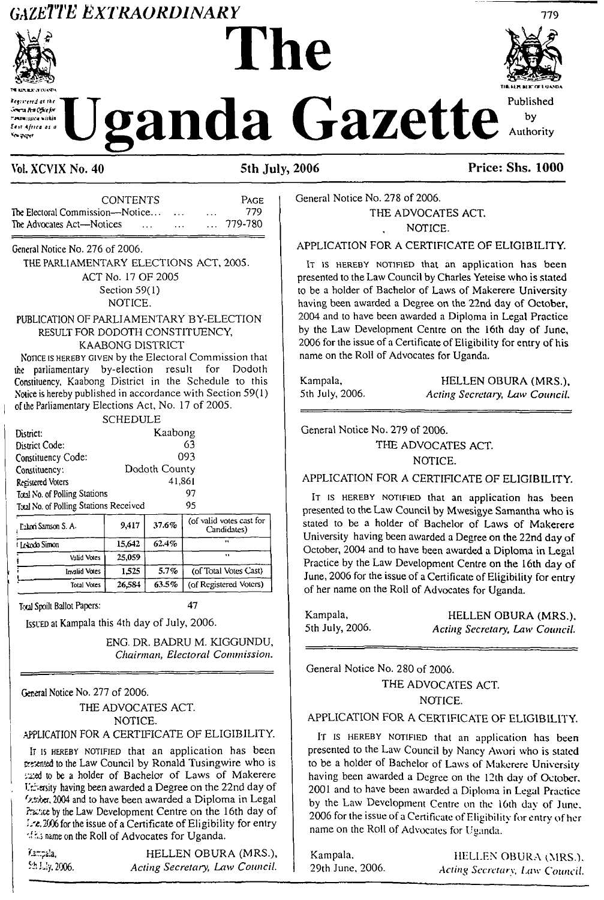GAZETTE EXTRAORDINARY

# The Uganda Gazette

Registered at the General Post Office for transmission within East Africa as a Newspaper

Published by Authority

**Vol. XCVIX No. 40** **5th July, 2006** **Price: Shs. 1000**

| CONTENTS | PAGE |
|---|---|
| The Electoral Commission—Notice... ... ... | 779 |
| The Advocates Act—Notices ... ... ... | 779-780 |

General Notice No. 276 of 2006.

THE PARLIAMENTARY ELECTIONS ACT, 2005.

ACT No. 17 OF 2005

Section 59(1)

NOTICE.

PUBLICATION OF PARLIAMENTARY BY-ELECTION RESULT FOR DODOTH CONSTITUENCY, KAABONG DISTRICT

NOTICE IS HEREBY GIVEN by the Electoral Commission that the parliamentary by-election result for Dodoth Constituency, Kaabong District in the Schedule to this Notice is hereby published in accordance with Section 59(1) of the Parliamentary Elections Act, No. 17 of 2005.

SCHEDULE

District: Kaabong
District Code: 63
Constituency Code: 093
Constituency: Dodoth County
Registered Voters 41,861
Total No. of Polling Stations 97
Total No. of Polling Stations Received 95

| | | | |
|---|---|---|---|
| Lokori Samson S. A. | 9,417 | 37.6% | (of valid votes cast for Candidates) |
| Lokodo Simon | 15,642 | 62.4% | " |
| Valid Votes | 25,059 | | " |
| Invalid Votes | 1,525 | 5.7% | (of Total Votes Cast) |
| Total Votes | 26,584 | 63.5% | (of Registered Voters) |

Total Spoilt Ballot Papers: 47

ISSUED at Kampala this 4th day of July, 2006.

ENG. DR. BADRU M. KIGGUNDU,
*Chairman, Electoral Commission.*

General Notice No. 277 of 2006.

THE ADVOCATES ACT.

NOTICE.

APPLICATION FOR A CERTIFICATE OF ELIGIBILITY.

IT IS HEREBY NOTIFIED that an application has been presented to the Law Council by Ronald Tusingwire who is stated to be a holder of Bachelor of Laws of Makerere University having been awarded a Degree on the 22nd day of October, 2004 and to have been awarded a Diploma in Legal Practice by the Law Development Centre on the 16th day of June, 2006 for the issue of a Certificate of Eligibility for entry of his name on the Roll of Advocates for Uganda.

Kampala,
5th July, 2006.

HELLEN OBURA (MRS.),
*Acting Secretary, Law Council.*

General Notice No. 278 of 2006.

THE ADVOCATES ACT.

NOTICE.

APPLICATION FOR A CERTIFICATE OF ELIGIBILITY.

IT IS HEREBY NOTIFIED that an application has been presented to the Law Council by Charles Yeteise who is stated to be a holder of Bachelor of Laws of Makerere University having been awarded a Degree on the 22nd day of October, 2004 and to have been awarded a Diploma in Legal Practice by the Law Development Centre on the 16th day of June, 2006 for the issue of a Certificate of Eligibility for entry of his name on the Roll of Advocates for Uganda.

Kampala,
5th July, 2006.

HELLEN OBURA (MRS.),
*Acting Secretary, Law Council.*

General Notice No. 279 of 2006.

THE ADVOCATES ACT.

NOTICE.

APPLICATION FOR A CERTIFICATE OF ELIGIBILITY.

IT IS HEREBY NOTIFIED that an application has been presented to the Law Council by Mwesigye Samantha who is stated to be a holder of Bachelor of Laws of Makerere University having been awarded a Degree on the 22nd day of October, 2004 and to have been awarded a Diploma in Legal Practice by the Law Development Centre on the 16th day of June, 2006 for the issue of a Certificate of Eligibility for entry of her name on the Roll of Advocates for Uganda.

Kampala,
5th July, 2006.

HELLEN OBURA (MRS.),
*Acting Secretary, Law Council.*

General Notice No. 280 of 2006.

THE ADVOCATES ACT.

NOTICE.

APPLICATION FOR A CERTIFICATE OF ELIGIBILITY.

IT IS HEREBY NOTIFIED that an application has been presented to the Law Council by Nancy Awori who is stated to be a holder of Bachelor of Laws of Makerere University having been awarded a Degree on the 12th day of October, 2001 and to have been awarded a Diploma in Legal Practice by the Law Development Centre on the 16th day of June, 2006 for the issue of a Certificate of Eligibility for entry of her name on the Roll of Advocates for Uganda.

Kampala,
29th June, 2006.

HELLEN OBURA (MRS.),
*Acting Secretary, Law Council.*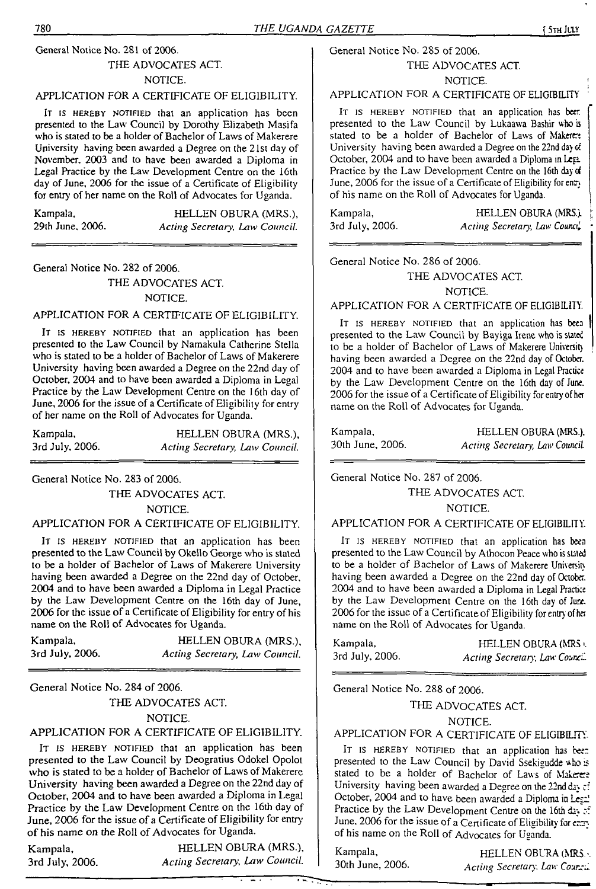General Notice No. 281 of 2006.

THE ADVOCATES ACT.

NOTICE.

APPLICATION FOR A CERTIFICATE OF ELIGIBILITY.

It is hereby notified that an application has been presented to the Law Council by Dorothy Elizabeth Masifa who is stated to be a holder of Bachelor of Laws of Makerere University having been awarded a Degree on the 21st day of November, 2003 and to have been awarded a Diploma in Legal Practice by the Law Development Centre on the 16th day of June, 2006 for the issue of a Certificate of Eligibility for entry of her name on the Roll of Advocates for Uganda.

Kampala,
29th June, 2006.

HELLEN OBURA (MRS.),
*Acting Secretary, Law Council.*

---

General Notice No. 282 of 2006.

THE ADVOCATES ACT.

NOTICE.

APPLICATION FOR A CERTIFICATE OF ELIGIBILITY.

It is hereby notified that an application has been presented to the Law Council by Namakula Catherine Stella who is stated to be a holder of Bachelor of Laws of Makerere University having been awarded a Degree on the 22nd day of October, 2004 and to have been awarded a Diploma in Legal Practice by the Law Development Centre on the 16th day of June, 2006 for the issue of a Certificate of Eligibility for entry of her name on the Roll of Advocates for Uganda.

Kampala,
3rd July, 2006.

HELLEN OBURA (MRS.),
*Acting Secretary, Law Council.*

---

General Notice No. 283 of 2006.

THE ADVOCATES ACT.

NOTICE.

APPLICATION FOR A CERTIFICATE OF ELIGIBILITY.

It is hereby notified that an application has been presented to the Law Council by Okello George who is stated to be a holder of Bachelor of Laws of Makerere University having been awarded a Degree on the 22nd day of October, 2004 and to have been awarded a Diploma in Legal Practice by the Law Development Centre on the 16th day of June, 2006 for the issue of a Certificate of Eligibility for entry of his name on the Roll of Advocates for Uganda.

Kampala,
3rd July, 2006.

HELLEN OBURA (MRS.),
*Acting Secretary, Law Council.*

---

General Notice No. 284 of 2006.

THE ADVOCATES ACT.

NOTICE.

APPLICATION FOR A CERTIFICATE OF ELIGIBILITY.

It is hereby notified that an application has been presented to the Law Council by Deogratius Odokel Opolot who is stated to be a holder of Bachelor of Laws of Makerere University having been awarded a Degree on the 22nd day of October, 2004 and to have been awarded a Diploma in Legal Practice by the Law Development Centre on the 16th day of June, 2006 for the issue of a Certificate of Eligibility for entry of his name on the Roll of Advocates for Uganda.

Kampala,
3rd July, 2006.

HELLEN OBURA (MRS.),
*Acting Secretary, Law Council.*

---

General Notice No. 285 of 2006.

THE ADVOCATES ACT.

NOTICE.

APPLICATION FOR A CERTIFICATE OF ELIGIBILITY

It is hereby notified that an application has been presented to the Law Council by Lukaawa Bashir who is stated to be a holder of Bachelor of Laws of Makerere University having been awarded a Degree on the 22nd day of October, 2004 and to have been awarded a Diploma in Legal Practice by the Law Development Centre on the 16th day of June, 2006 for the issue of a Certificate of Eligibility for entry of his name on the Roll of Advocates for Uganda.

Kampala,
3rd July, 2006.

HELLEN OBURA (MRS.),
*Acting Secretary, Law Council.*

---

General Notice No. 286 of 2006.

THE ADVOCATES ACT.

NOTICE.

APPLICATION FOR A CERTIFICATE OF ELIGIBILITY.

It is hereby notified that an application has been presented to the Law Council by Bayiga Irene who is stated to be a holder of Bachelor of Laws of Makerere University having been awarded a Degree on the 22nd day of October, 2004 and to have been awarded a Diploma in Legal Practice by the Law Development Centre on the 16th day of June, 2006 for the issue of a Certificate of Eligibility for entry of her name on the Roll of Advocates for Uganda.

Kampala,
30th June, 2006.

HELLEN OBURA (MRS.),
*Acting Secretary, Law Council.*

---

General Notice No. 287 of 2006.

THE ADVOCATES ACT.

NOTICE.

APPLICATION FOR A CERTIFICATE OF ELIGIBILITY.

It is hereby notified that an application has been presented to the Law Council by Athocon Peace who is stated to be a holder of Bachelor of Laws of Makerere University having been awarded a Degree on the 22nd day of October, 2004 and to have been awarded a Diploma in Legal Practice by the Law Development Centre on the 16th day of June, 2006 for the issue of a Certificate of Eligibility for entry of her name on the Roll of Advocates for Uganda.

Kampala,
3rd July, 2006.

HELLEN OBURA (MRS.),
*Acting Secretary, Law Council.*

---

General Notice No. 288 of 2006.

THE ADVOCATES ACT.

NOTICE.

APPLICATION FOR A CERTIFICATE OF ELIGIBILITY.

It is hereby notified that an application has been presented to the Law Council by David Ssekigudde who is stated to be a holder of Bachelor of Laws of Makerere University having been awarded a Degree on the 22nd day of October, 2004 and to have been awarded a Diploma in Legal Practice by the Law Development Centre on the 16th day of June, 2006 for the issue of a Certificate of Eligibility for entry of his name on the Roll of Advocates for Uganda.

Kampala,
30th June, 2006.

HELLEN OBURA (MRS.),
*Acting Secretary, Law Council.*